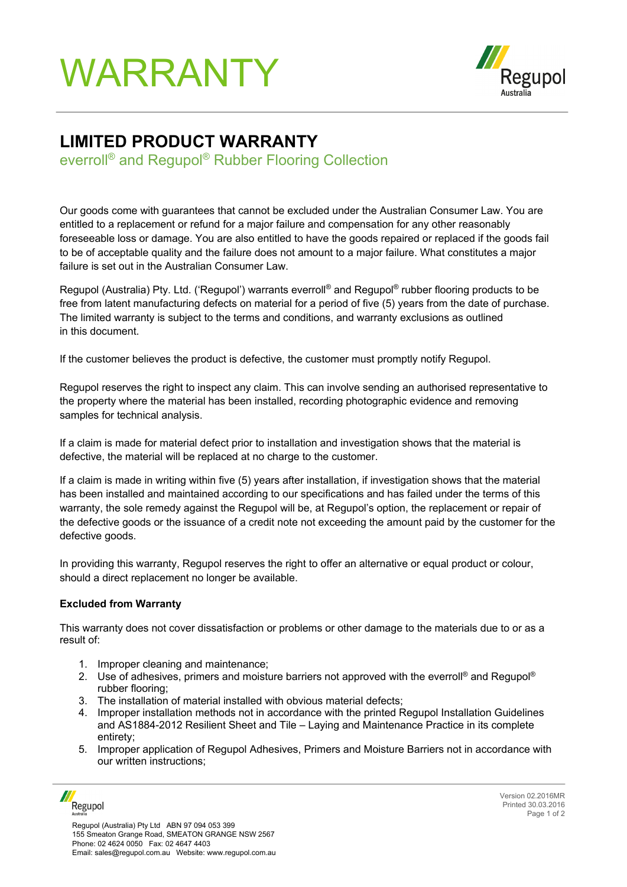# WARRANTY

## LIMITED PRODUCT WARRANTY

everroll® and Regupol® Rubber Flooring Collection

Our goods come with guarantees that cannot be excluded under the Australian Consumer Law. You are entitled to a replacement or refund for a major failure and compensation for any other reasonably foreseeable loss or damage. You are also entitled to have the goods repaired or replaced if the goods fail to be of acceptable quality and the failure does not amount to a major failure. What constitutes a major failure is set out in the Australian Consumer Law.

Regupol (Australia) Pty. Ltd. ('Regupol') warrants everroll® and Regupol® rubber flooring products to be free from latent manufacturing defects on material for a period of five (5) years from the date of purchase. The limited warranty is subject to the terms and conditions, and warranty exclusions as outlined in this document.

If the customer believes the product is defective, the customer must promptly notify Regupol.

Regupol reserves the right to inspect any claim. This can involve sending an authorised representative to the property where the material has been installed, recording photographic evidence and removing samples for technical analysis.

If a claim is made for material defect prior to installation and investigation shows that the material is defective, the material will be replaced at no charge to the customer.

If a claim is made in writing within five (5) years after installation, if investigation shows that the material has been installed and maintained according to our specifications and has failed under the terms of this warranty, the sole remedy against the Regupol will be, at Regupol's option, the replacement or repair of the defective goods or the issuance of a credit note not exceeding the amount paid by the customer for the defective goods.

In providing this warranty, Regupol reserves the right to offer an alternative or equal product or colour, should a direct replacement no longer be available.

**Excluded from Warranty**

This warranty does not cover dissatisfaction or problems or other damage to the materials due to or as a result of:

1. Improper cleaning and maintenance;
2. Use of adhesives, primers and moisture barriers not approved with the everroll® and Regupol® rubber flooring;
3. The installation of material installed with obvious material defects;
4. Improper installation methods not in accordance with the printed Regupol Installation Guidelines and AS1884-2012 Resilient Sheet and Tile – Laying and Maintenance Practice in its complete entirety;
5. Improper application of Regupol Adhesives, Primers and Moisture Barriers not in accordance with our written instructions;

Regupol (Australia) Pty Ltd ABN 97 094 053 399
155 Smeaton Grange Road, SMEATON GRANGE NSW 2567
Phone: 02 4624 0050 Fax: 02 4647 4403
Email: sales@regupol.com.au Website: www.regupol.com.au

Version 02.2016MR
Printed 30.03.2016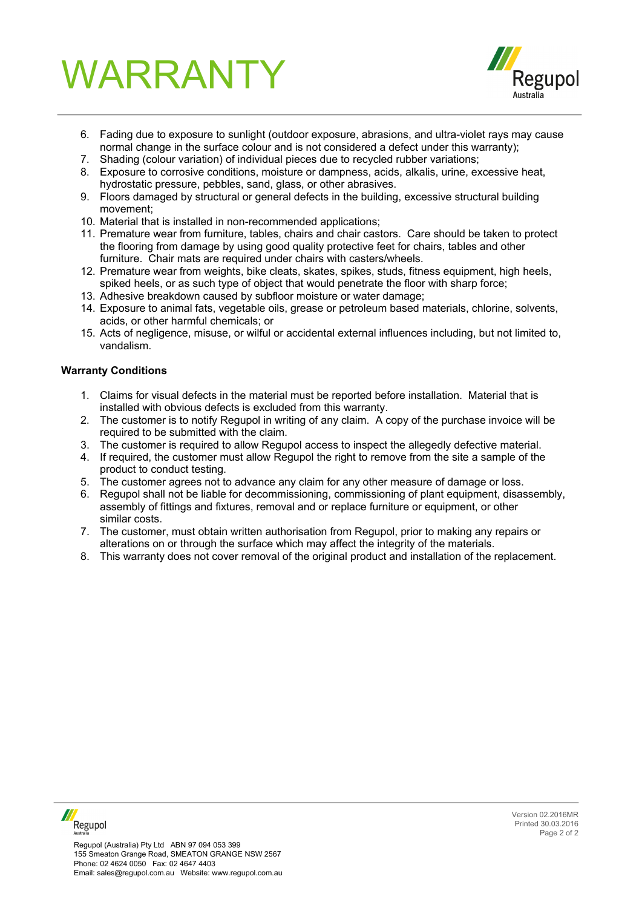6. Fading due to exposure to sunlight (outdoor exposure, abrasions, and ultra-violet rays may cause normal change in the surface colour and is not considered a defect under this warranty);
7. Shading (colour variation) of individual pieces due to recycled rubber variations;
8. Exposure to corrosive conditions, moisture or dampness, acids, alkalis, urine, excessive heat, hydrostatic pressure, pebbles, sand, glass, or other abrasives.
9. Floors damaged by structural or general defects in the building, excessive structural building movement;
10. Material that is installed in non-recommended applications;
11. Premature wear from furniture, tables, chairs and chair castors. Care should be taken to protect the flooring from damage by using good quality protective feet for chairs, tables and other furniture. Chair mats are required under chairs with casters/wheels.
12. Premature wear from weights, bike cleats, skates, spikes, studs, fitness equipment, high heels, spiked heels, or as such type of object that would penetrate the floor with sharp force;
13. Adhesive breakdown caused by subfloor moisture or water damage;
14. Exposure to animal fats, vegetable oils, grease or petroleum based materials, chlorine, solvents, acids, or other harmful chemicals; or
15. Acts of negligence, misuse, or wilful or accidental external influences including, but not limited to, vandalism.

**Warranty Conditions**

1. Claims for visual defects in the material must be reported before installation. Material that is installed with obvious defects is excluded from this warranty.
2. The customer is to notify Regupol in writing of any claim. A copy of the purchase invoice will be required to be submitted with the claim.
3. The customer is required to allow Regupol access to inspect the allegedly defective material.
4. If required, the customer must allow Regupol the right to remove from the site a sample of the product to conduct testing.
5. The customer agrees not to advance any claim for any other measure of damage or loss.
6. Regupol shall not be liable for decommissioning, commissioning of plant equipment, disassembly, assembly of fittings and fixtures, removal and or replace furniture or equipment, or other similar costs.
7. The customer, must obtain written authorisation from Regupol, prior to making any repairs or alterations on or through the surface which may affect the integrity of the materials.
8. This warranty does not cover removal of the original product and installation of the replacement.

Regupol (Australia) Pty Ltd ABN 97 094 053 399
155 Smeaton Grange Road, SMEATON GRANGE NSW 2567
Phone: 02 4624 0050 Fax: 02 4647 4403
Email: sales@regupol.com.au Website: www.regupol.com.au

Version 02.2016MR
Printed 30.03.2016